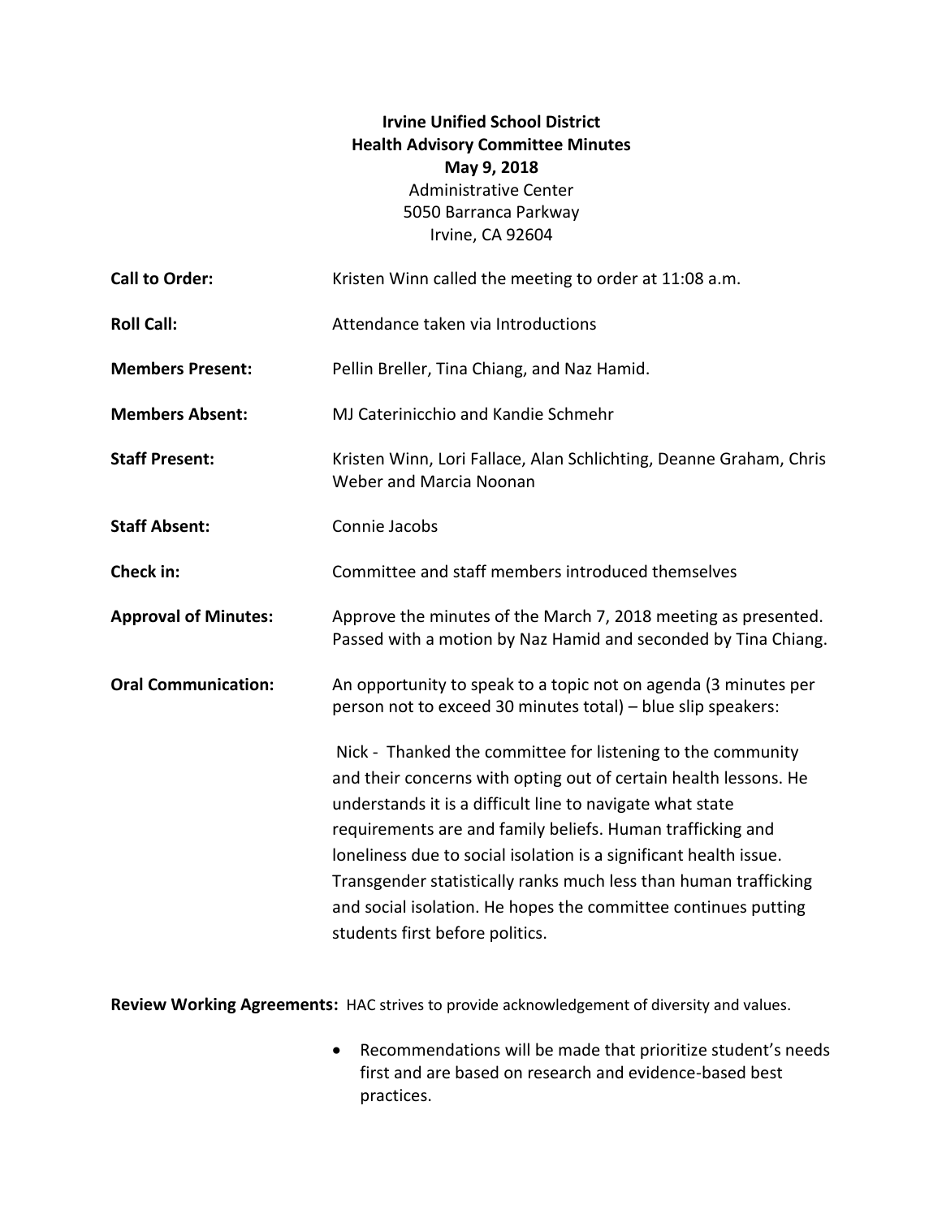**Irvine Unified School District**
**Health Advisory Committee Minutes**
**May 9, 2018**
Administrative Center
5050 Barranca Parkway
Irvine, CA 92604

**Call to Order:** Kristen Winn called the meeting to order at 11:08 a.m.

**Roll Call:** Attendance taken via Introductions

**Members Present:** Pellin Breller, Tina Chiang, and Naz Hamid.

**Members Absent:** MJ Caterinicchio and Kandie Schmehr

**Staff Present:** Kristen Winn, Lori Fallace, Alan Schlichting, Deanne Graham, Chris Weber and Marcia Noonan

**Staff Absent:** Connie Jacobs

**Check in:** Committee and staff members introduced themselves

**Approval of Minutes:** Approve the minutes of the March 7, 2018 meeting as presented. Passed with a motion by Naz Hamid and seconded by Tina Chiang.

**Oral Communication:** An opportunity to speak to a topic not on agenda (3 minutes per person not to exceed 30 minutes total) – blue slip speakers:

Nick - Thanked the committee for listening to the community and their concerns with opting out of certain health lessons. He understands it is a difficult line to navigate what state requirements are and family beliefs. Human trafficking and loneliness due to social isolation is a significant health issue. Transgender statistically ranks much less than human trafficking and social isolation. He hopes the committee continues putting students first before politics.

**Review Working Agreements:** HAC strives to provide acknowledgement of diversity and values.

- Recommendations will be made that prioritize student's needs first and are based on research and evidence-based best practices.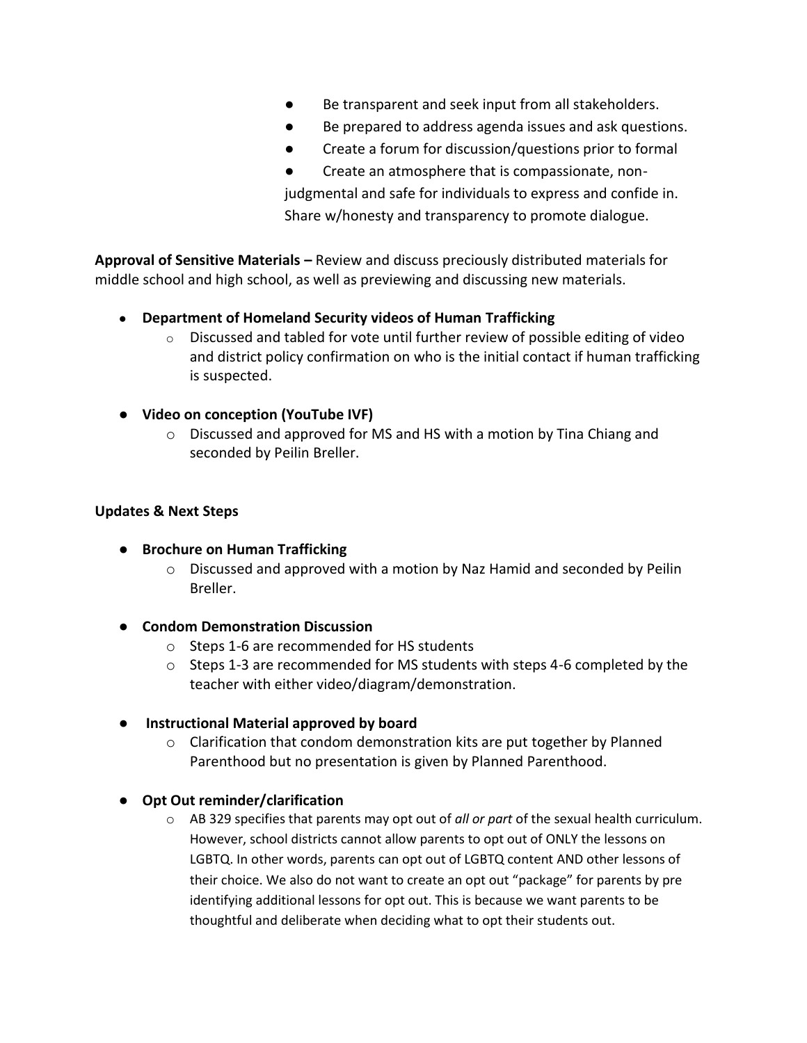- Be transparent and seek input from all stakeholders.
- Be prepared to address agenda issues and ask questions.
- Create a forum for discussion/questions prior to formal
- Create an atmosphere that is compassionate, non-judgmental and safe for individuals to express and confide in. Share w/honesty and transparency to promote dialogue.

**Approval of Sensitive Materials –** Review and discuss preciously distributed materials for middle school and high school, as well as previewing and discussing new materials.

- **Department of Homeland Security videos of Human Trafficking**
  - Discussed and tabled for vote until further review of possible editing of video and district policy confirmation on who is the initial contact if human trafficking is suspected.
- **Video on conception (YouTube IVF)**
  - Discussed and approved for MS and HS with a motion by Tina Chiang and seconded by Peilin Breller.

**Updates & Next Steps**

- **Brochure on Human Trafficking**
  - Discussed and approved with a motion by Naz Hamid and seconded by Peilin Breller.
- **Condom Demonstration Discussion**
  - Steps 1-6 are recommended for HS students
  - Steps 1-3 are recommended for MS students with steps 4-6 completed by the teacher with either video/diagram/demonstration.
- **Instructional Material approved by board**
  - Clarification that condom demonstration kits are put together by Planned Parenthood but no presentation is given by Planned Parenthood.
- **Opt Out reminder/clarification**
  - AB 329 specifies that parents may opt out of *all or part* of the sexual health curriculum. However, school districts cannot allow parents to opt out of ONLY the lessons on LGBTQ. In other words, parents can opt out of LGBTQ content AND other lessons of their choice. We also do not want to create an opt out "package" for parents by pre identifying additional lessons for opt out. This is because we want parents to be thoughtful and deliberate when deciding what to opt their students out.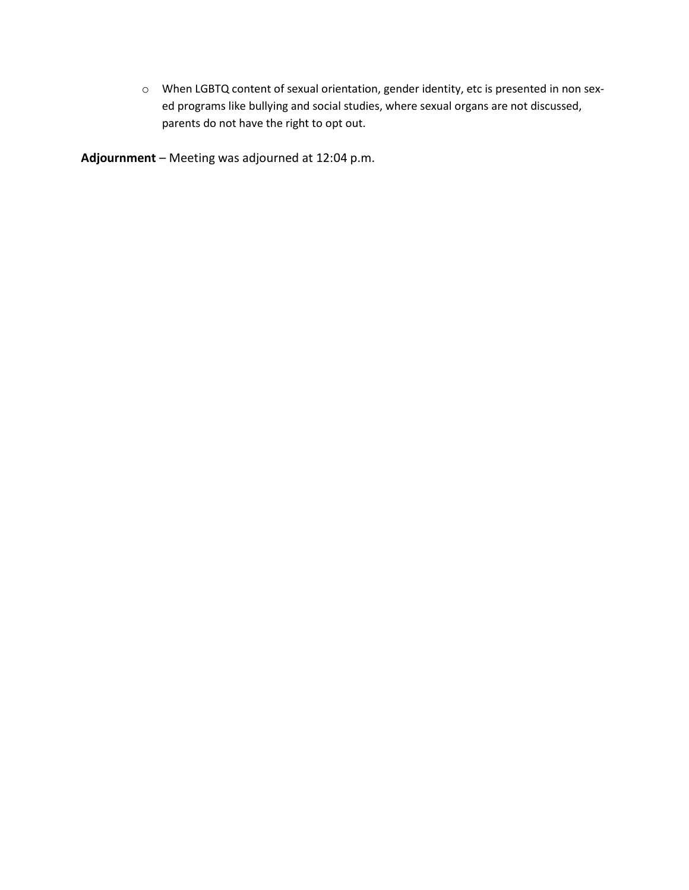- When LGBTQ content of sexual orientation, gender identity, etc is presented in non sex-ed programs like bullying and social studies, where sexual organs are not discussed, parents do not have the right to opt out.

**Adjournment** – Meeting was adjourned at 12:04 p.m.